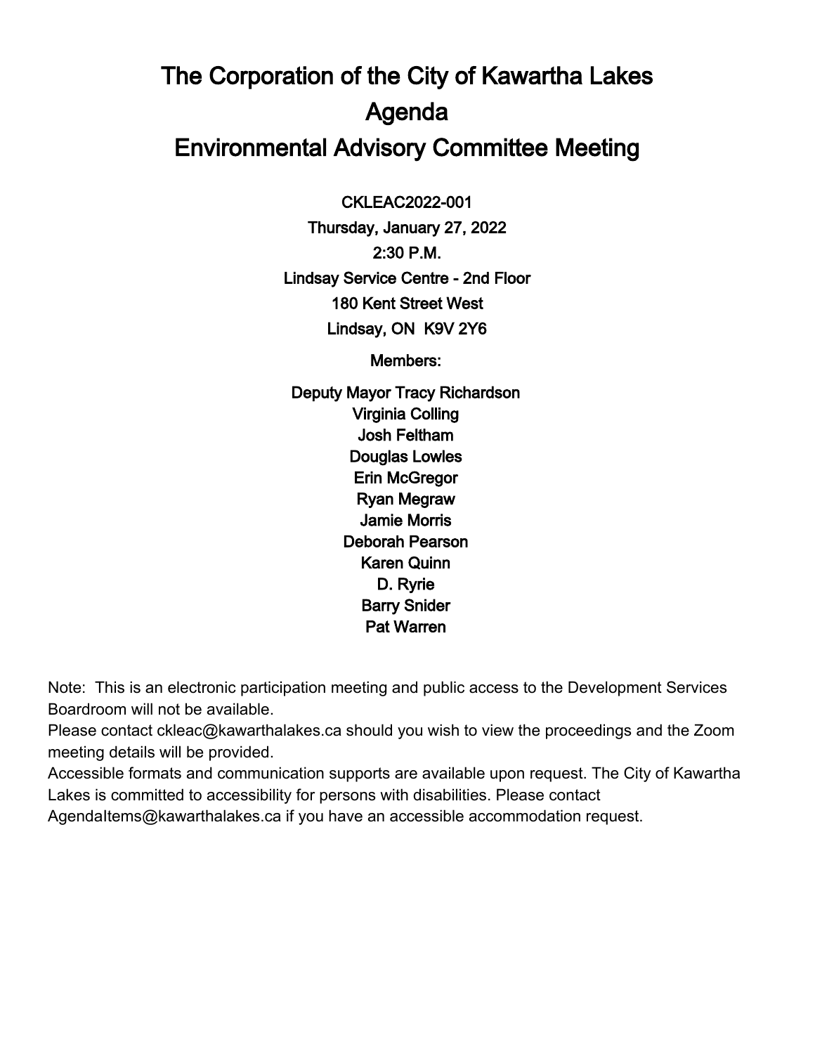# The Corporation of the City of Kawartha Lakes
# Agenda
# Environmental Advisory Committee Meeting

**CKLEAC2022-001**
**Thursday, January 27, 2022**
**2:30 P.M.**
**Lindsay Service Centre - 2nd Floor**
**180 Kent Street West**
**Lindsay, ON K9V 2Y6**

**Members:**

**Deputy Mayor Tracy Richardson**
**Virginia Colling**
**Josh Feltham**
**Douglas Lowles**
**Erin McGregor**
**Ryan Megraw**
**Jamie Morris**
**Deborah Pearson**
**Karen Quinn**
**D. Ryrie**
**Barry Snider**
**Pat Warren**

Note: This is an electronic participation meeting and public access to the Development Services Boardroom will not be available.
Please contact ckleac@kawarthalakes.ca should you wish to view the proceedings and the Zoom meeting details will be provided.
Accessible formats and communication supports are available upon request. The City of Kawartha Lakes is committed to accessibility for persons with disabilities. Please contact AgendaItems@kawarthalakes.ca if you have an accessible accommodation request.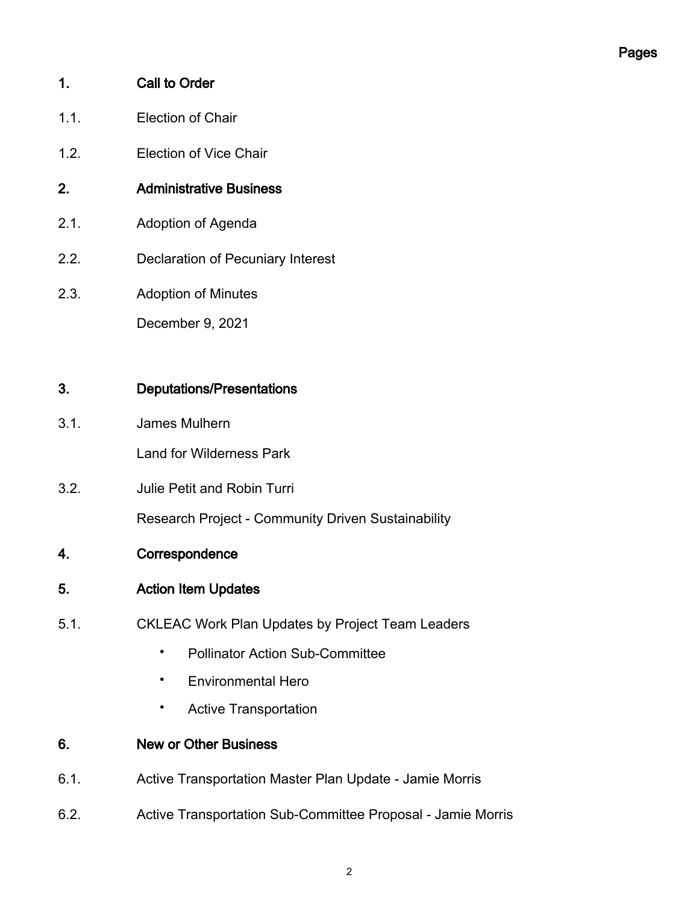Pages

**1. Call to Order**

1.1. Election of Chair

1.2. Election of Vice Chair

**2. Administrative Business**

2.1. Adoption of Agenda

2.2. Declaration of Pecuniary Interest

2.3. Adoption of Minutes

December 9, 2021

**3. Deputations/Presentations**

3.1. James Mulhern

Land for Wilderness Park

3.2. Julie Petit and Robin Turri

Research Project - Community Driven Sustainability

**4. Correspondence**

**5. Action Item Updates**

5.1. CKLEAC Work Plan Updates by Project Team Leaders

- Pollinator Action Sub-Committee
- Environmental Hero
- Active Transportation

**6. New or Other Business**

6.1. Active Transportation Master Plan Update - Jamie Morris

6.2. Active Transportation Sub-Committee Proposal - Jamie Morris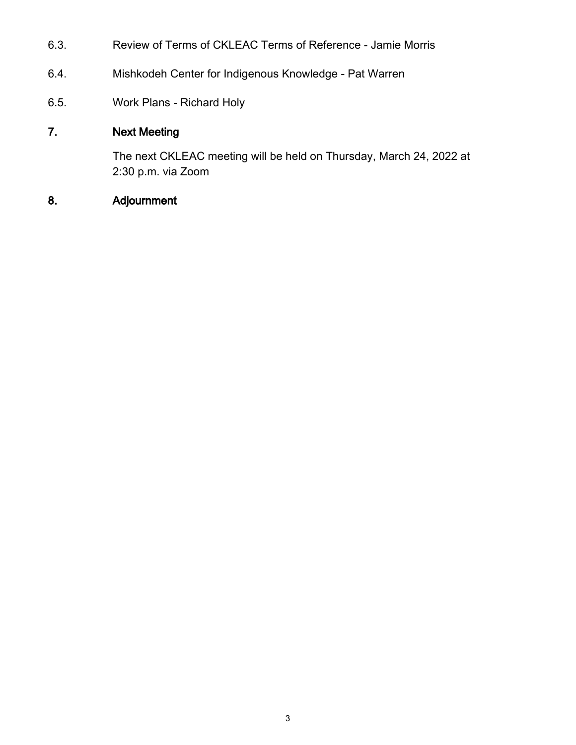6.3. Review of Terms of CKLEAC Terms of Reference - Jamie Morris

6.4. Mishkodeh Center for Indigenous Knowledge - Pat Warren

6.5. Work Plans - Richard Holy

## 7. Next Meeting

The next CKLEAC meeting will be held on Thursday, March 24, 2022 at 2:30 p.m. via Zoom

## 8. Adjournment